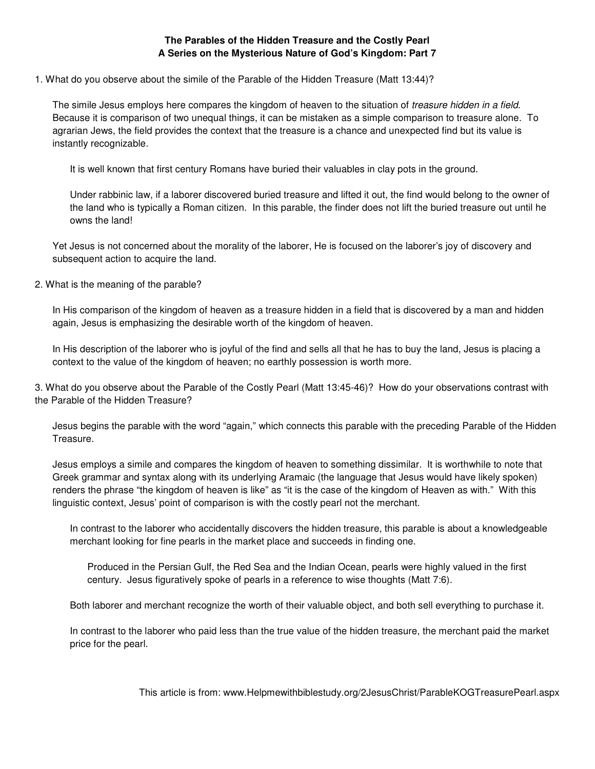**The Parables of the Hidden Treasure and the Costly Pearl**
**A Series on the Mysterious Nature of God's Kingdom: Part 7**

1. What do you observe about the simile of the Parable of the Hidden Treasure (Matt 13:44)?

   The simile Jesus employs here compares the kingdom of heaven to the situation of *treasure hidden in a field*. Because it is comparison of two unequal things, it can be mistaken as a simple comparison to treasure alone. To agrarian Jews, the field provides the context that the treasure is a chance and unexpected find but its value is instantly recognizable.

   > It is well known that first century Romans have buried their valuables in clay pots in the ground.
   >
   > Under rabbinic law, if a laborer discovered buried treasure and lifted it out, the find would belong to the owner of the land who is typically a Roman citizen. In this parable, the finder does not lift the buried treasure out until he owns the land!

   Yet Jesus is not concerned about the morality of the laborer, He is focused on the laborer's joy of discovery and subsequent action to acquire the land.

2. What is the meaning of the parable?

   In His comparison of the kingdom of heaven as a treasure hidden in a field that is discovered by a man and hidden again, Jesus is emphasizing the desirable worth of the kingdom of heaven.

   In His description of the laborer who is joyful of the find and sells all that he has to buy the land, Jesus is placing a context to the value of the kingdom of heaven; no earthly possession is worth more.

3. What do you observe about the Parable of the Costly Pearl (Matt 13:45-46)? How do your observations contrast with the Parable of the Hidden Treasure?

   Jesus begins the parable with the word "again," which connects this parable with the preceding Parable of the Hidden Treasure.

   Jesus employs a simile and compares the kingdom of heaven to something dissimilar. It is worthwhile to note that Greek grammar and syntax along with its underlying Aramaic (the language that Jesus would have likely spoken) renders the phrase "the kingdom of heaven is like" as "it is the case of the kingdom of Heaven as with." With this linguistic context, Jesus' point of comparison is with the costly pearl not the merchant.

   > In contrast to the laborer who accidentally discovers the hidden treasure, this parable is about a knowledgeable merchant looking for fine pearls in the market place and succeeds in finding one.
   >
   > > Produced in the Persian Gulf, the Red Sea and the Indian Ocean, pearls were highly valued in the first century. Jesus figuratively spoke of pearls in a reference to wise thoughts (Matt 7:6).
   >
   > Both laborer and merchant recognize the worth of their valuable object, and both sell everything to purchase it.
   >
   > In contrast to the laborer who paid less than the true value of the hidden treasure, the merchant paid the market price for the pearl.

This article is from: www.Helpmewithbiblestudy.org/2JesusChrist/ParableKOGTreasurePearl.aspx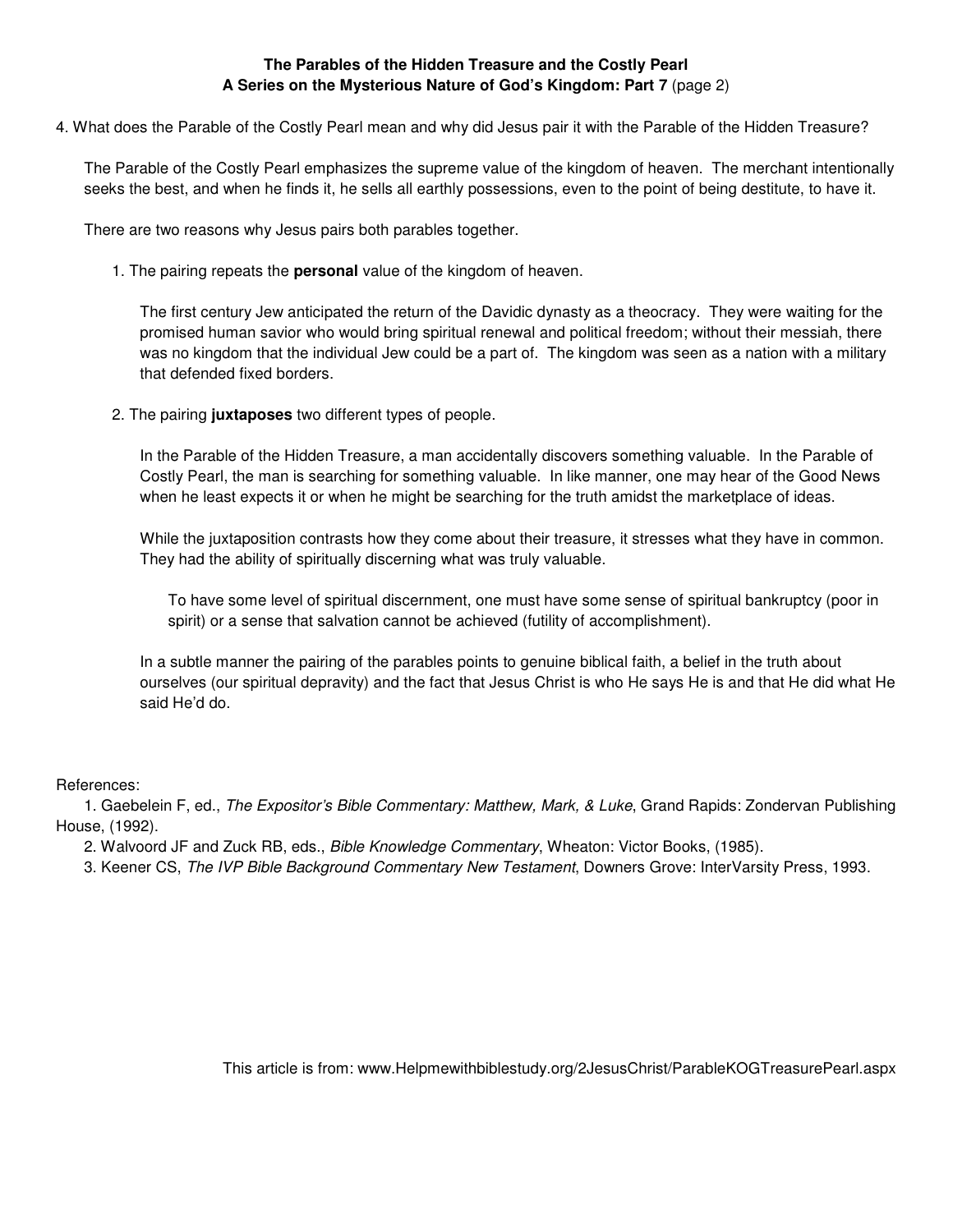**The Parables of the Hidden Treasure and the Costly Pearl**
**A Series on the Mysterious Nature of God's Kingdom: Part 7** (page 2)

4. What does the Parable of the Costly Pearl mean and why did Jesus pair it with the Parable of the Hidden Treasure?

The Parable of the Costly Pearl emphasizes the supreme value of the kingdom of heaven. The merchant intentionally seeks the best, and when he finds it, he sells all earthly possessions, even to the point of being destitute, to have it.

There are two reasons why Jesus pairs both parables together.

1. The pairing repeats the **personal** value of the kingdom of heaven.

   The first century Jew anticipated the return of the Davidic dynasty as a theocracy. They were waiting for the promised human savior who would bring spiritual renewal and political freedom; without their messiah, there was no kingdom that the individual Jew could be a part of. The kingdom was seen as a nation with a military that defended fixed borders.

2. The pairing **juxtaposes** two different types of people.

   In the Parable of the Hidden Treasure, a man accidentally discovers something valuable. In the Parable of Costly Pearl, the man is searching for something valuable. In like manner, one may hear of the Good News when he least expects it or when he might be searching for the truth amidst the marketplace of ideas.

   While the juxtaposition contrasts how they come about their treasure, it stresses what they have in common. They had the ability of spiritually discerning what was truly valuable.

   > To have some level of spiritual discernment, one must have some sense of spiritual bankruptcy (poor in spirit) or a sense that salvation cannot be achieved (futility of accomplishment).

   In a subtle manner the pairing of the parables points to genuine biblical faith, a belief in the truth about ourselves (our spiritual depravity) and the fact that Jesus Christ is who He says He is and that He did what He said He'd do.

References:

1. Gaebelein F, ed., *The Expositor's Bible Commentary: Matthew, Mark, & Luke*, Grand Rapids: Zondervan Publishing House, (1992).
2. Walvoord JF and Zuck RB, eds., *Bible Knowledge Commentary*, Wheaton: Victor Books, (1985).
3. Keener CS, *The IVP Bible Background Commentary New Testament*, Downers Grove: InterVarsity Press, 1993.

This article is from: www.Helpmewithbiblestudy.org/2JesusChrist/ParableKOGTreasurePearl.aspx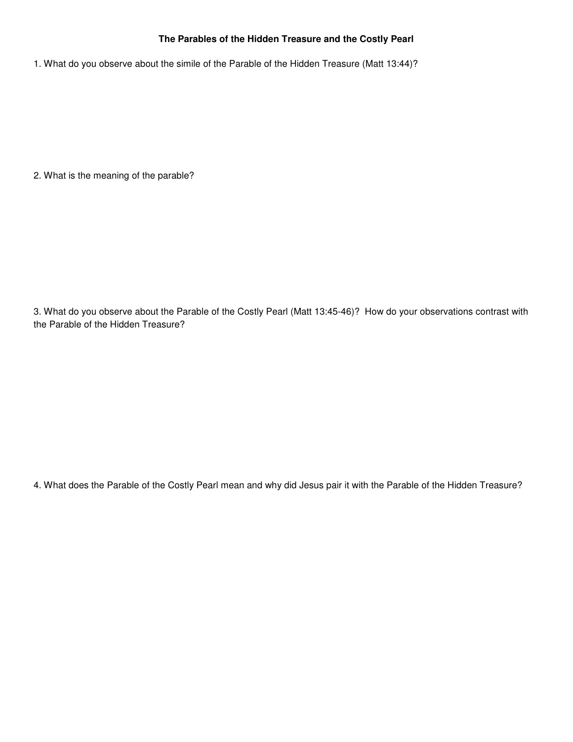**The Parables of the Hidden Treasure and the Costly Pearl**

1. What do you observe about the simile of the Parable of the Hidden Treasure (Matt 13:44)?

2. What is the meaning of the parable?

3. What do you observe about the Parable of the Costly Pearl (Matt 13:45-46)? How do your observations contrast with the Parable of the Hidden Treasure?

4. What does the Parable of the Costly Pearl mean and why did Jesus pair it with the Parable of the Hidden Treasure?